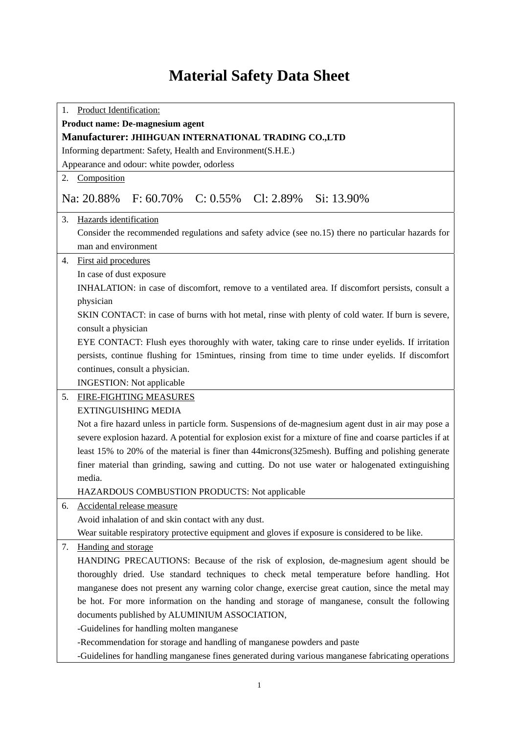# Material Safety Data Sheet

1. Product Identification:

**Product name: De-magnesium agent**

**Manufacturer: JHIHGUAN INTERNATIONAL TRADING CO.,LTD**

Informing department: Safety, Health and Environment(S.H.E.)

Appearance and odour: white powder, odorless

2. Composition

Na: 20.88%  F: 60.70%  C: 0.55%  Cl: 2.89%  Si: 13.90%

3. Hazards identification

   Consider the recommended regulations and safety advice (see no.15) there no particular hazards for man and environment

4. First aid procedures

   In case of dust exposure

   INHALATION: in case of discomfort, remove to a ventilated area. If discomfort persists, consult a physician

   SKIN CONTACT: in case of burns with hot metal, rinse with plenty of cold water. If burn is severe, consult a physician

   EYE CONTACT: Flush eyes thoroughly with water, taking care to rinse under eyelids. If irritation persists, continue flushing for 15mintues, rinsing from time to time under eyelids. If discomfort continues, consult a physician.

   INGESTION: Not applicable

5. FIRE-FIGHTING MEASURES

   EXTINGUISHING MEDIA

   Not a fire hazard unless in particle form. Suspensions of de-magnesium agent dust in air may pose a severe explosion hazard. A potential for explosion exist for a mixture of fine and coarse particles if at least 15% to 20% of the material is finer than 44microns(325mesh). Buffing and polishing generate finer material than grinding, sawing and cutting. Do not use water or halogenated extinguishing media.

   HAZARDOUS COMBUSTION PRODUCTS: Not applicable

6. Accidental release measure

   Avoid inhalation of and skin contact with any dust.

   Wear suitable respiratory protective equipment and gloves if exposure is considered to be like.

7. Handing and storage

   HANDING PRECAUTIONS: Because of the risk of explosion, de-magnesium agent should be thoroughly dried. Use standard techniques to check metal temperature before handling. Hot manganese does not present any warning color change, exercise great caution, since the metal may be hot. For more information on the handing and storage of manganese, consult the following documents published by ALUMINIUM ASSOCIATION,

   -Guidelines for handling molten manganese

   -Recommendation for storage and handling of manganese powders and paste

   -Guidelines for handling manganese fines generated during various manganese fabricating operations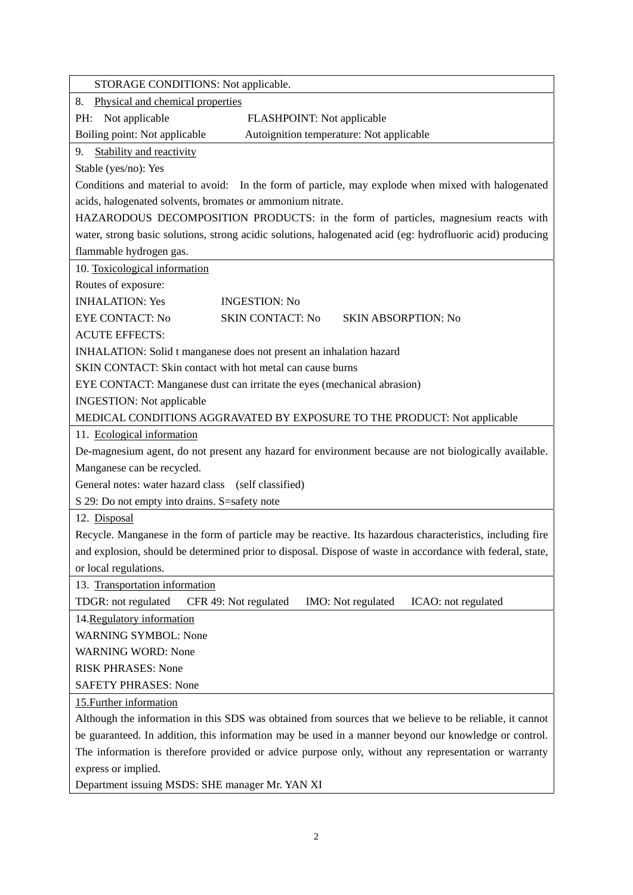STORAGE CONDITIONS: Not applicable.

## 8. Physical and chemical properties

PH: Not applicable FLASHPOINT: Not applicable

Boiling point: Not applicable Autoignition temperature: Not applicable

## 9. Stability and reactivity

Stable (yes/no): Yes

Conditions and material to avoid: In the form of particle, may explode when mixed with halogenated acids, halogenated solvents, bromates or ammonium nitrate.

HAZARODOUS DECOMPOSITION PRODUCTS: in the form of particles, magnesium reacts with water, strong basic solutions, strong acidic solutions, halogenated acid (eg: hydrofluoric acid) producing flammable hydrogen gas.

## 10. Toxicological information

Routes of exposure:

INHALATION: Yes INGESTION: No

EYE CONTACT: No SKIN CONTACT: No SKIN ABSORPTION: No

ACUTE EFFECTS:

INHALATION: Solid t manganese does not present an inhalation hazard

SKIN CONTACT: Skin contact with hot metal can cause burns

EYE CONTACT: Manganese dust can irritate the eyes (mechanical abrasion)

INGESTION: Not applicable

MEDICAL CONDITIONS AGGRAVATED BY EXPOSURE TO THE PRODUCT: Not applicable

## 11. Ecological information

De-magnesium agent, do not present any hazard for environment because are not biologically available. Manganese can be recycled.

General notes: water hazard class (self classified)

S 29: Do not empty into drains. S=safety note

## 12. Disposal

Recycle. Manganese in the form of particle may be reactive. Its hazardous characteristics, including fire and explosion, should be determined prior to disposal. Dispose of waste in accordance with federal, state, or local regulations.

## 13. Transportation information

TDGR: not regulated CFR 49: Not regulated IMO: Not regulated ICAO: not regulated

## 14. Regulatory information

WARNING SYMBOL: None

WARNING WORD: None

RISK PHRASES: None

SAFETY PHRASES: None

## 15. Further information

Although the information in this SDS was obtained from sources that we believe to be reliable, it cannot be guaranteed. In addition, this information may be used in a manner beyond our knowledge or control. The information is therefore provided or advice purpose only, without any representation or warranty express or implied.

Department issuing MSDS: SHE manager Mr. YAN XI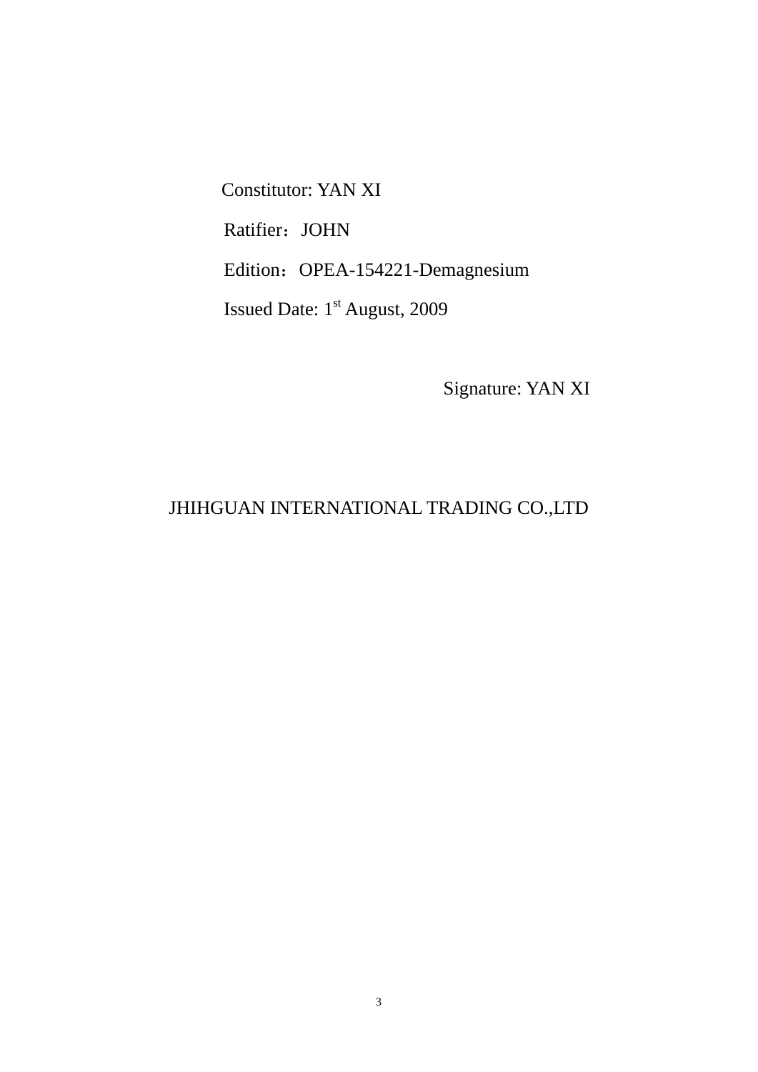Constitutor: YAN XI

Ratifier：JOHN

Edition：OPEA-154221-Demagnesium

Issued Date: 1st August, 2009

Signature: YAN XI

JHIHGUAN INTERNATIONAL TRADING CO.,LTD